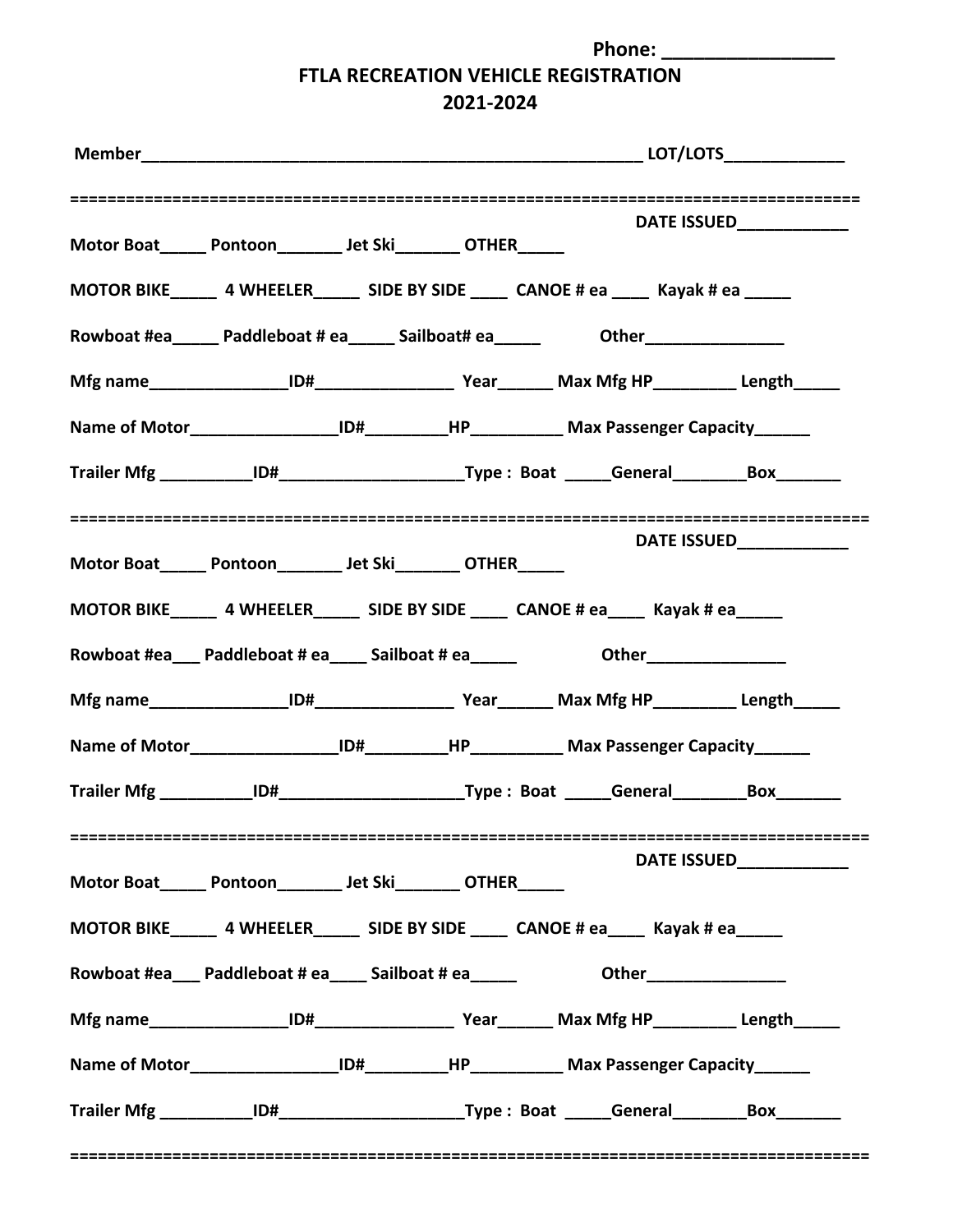Phone: ________________

# FTLA RECREATION VEHICLE REGISTRATION
## 2021-2024

**Member**_______________________________________________________ **LOT/LOTS**_____________

===================================================================================

**DATE ISSUED**____________

**Motor Boat**_____ **Pontoon**_______ **Jet Ski**_______ **OTHER**_____

**MOTOR BIKE**_____ **4 WHEELER**_____ **SIDE BY SIDE** ____ **CANOE # ea** ____ **Kayak # ea** _____

**Rowboat #ea**_____ **Paddleboat # ea**_____ **Sailboat# ea**_____ **Other**_______________

**Mfg name**_______________**ID#**_______________ **Year**______ **Max Mfg HP**_________ **Length**_____

**Name of Motor**________________**ID#**_________**HP**__________ **Max Passenger Capacity**______

**Trailer Mfg** __________**ID#**____________________**Type : Boat** _____**General**________**Box**_______

===================================================================================

**DATE ISSUED**____________

**Motor Boat**_____ **Pontoon**_______ **Jet Ski**_______ **OTHER**_____

**MOTOR BIKE**_____ **4 WHEELER**_____ **SIDE BY SIDE** ____ **CANOE # ea**____ **Kayak # ea**_____

**Rowboat #ea**___ **Paddleboat # ea**____ **Sailboat # ea**_____ **Other**_______________

**Mfg name**_______________**ID#**_______________ **Year**______ **Max Mfg HP**_________ **Length**_____

**Name of Motor**________________**ID#**_________**HP**__________ **Max Passenger Capacity**______

**Trailer Mfg** __________**ID#**____________________**Type : Boat** _____**General**________**Box**_______

===================================================================================

**DATE ISSUED**____________

**Motor Boat**_____ **Pontoon**_______ **Jet Ski**_______ **OTHER**_____

**MOTOR BIKE**_____ **4 WHEELER**_____ **SIDE BY SIDE** ____ **CANOE # ea**____ **Kayak # ea**_____

**Rowboat #ea**___ **Paddleboat # ea**____ **Sailboat # ea**_____ **Other**_______________

**Mfg name**_______________**ID#**_______________ **Year**______ **Max Mfg HP**_________ **Length**_____

**Name of Motor**________________**ID#**_________**HP**__________ **Max Passenger Capacity**______

**Trailer Mfg** __________**ID#**____________________**Type : Boat** _____**General**________**Box**_______

===================================================================================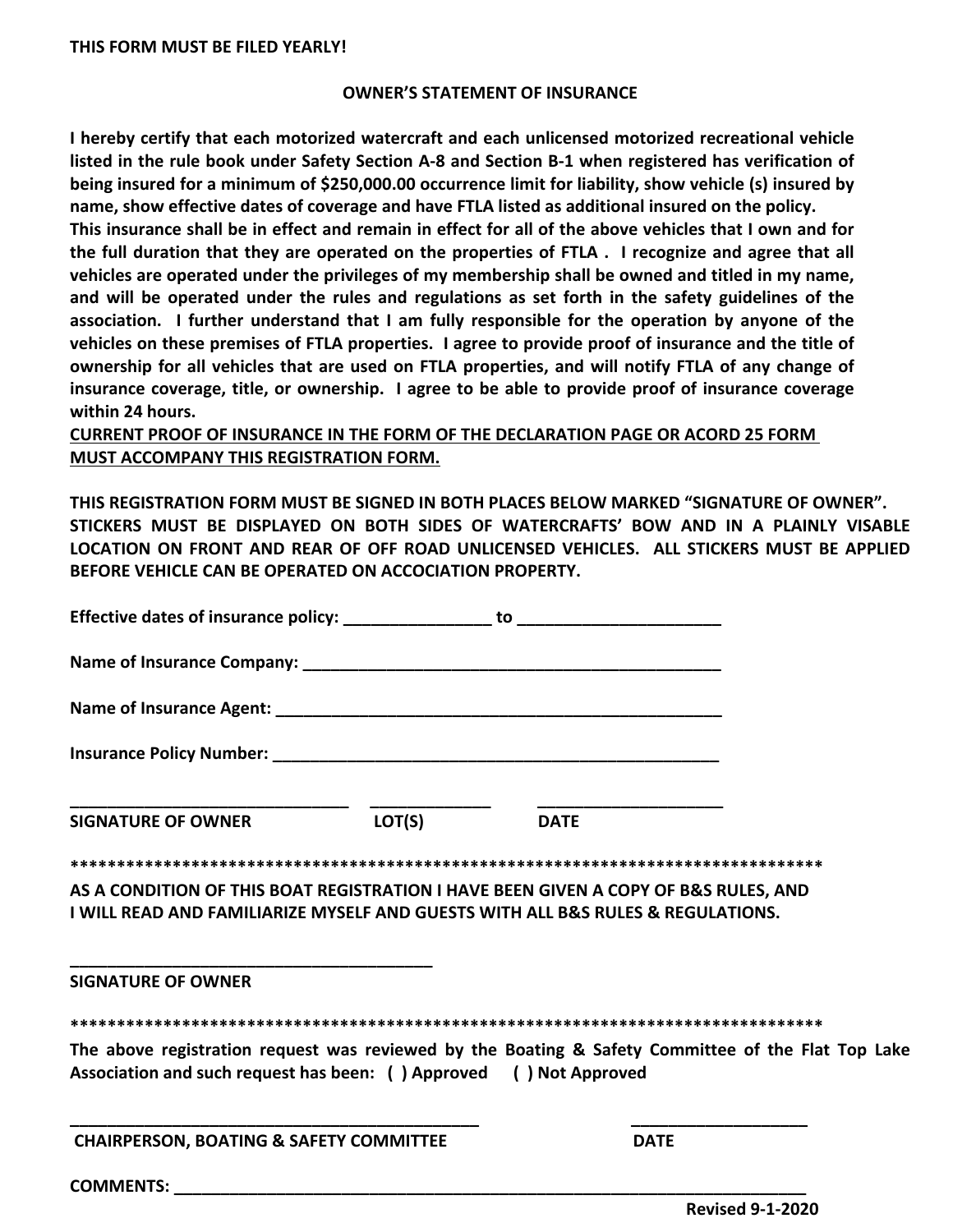**THIS FORM MUST BE FILED YEARLY!**

## OWNER'S STATEMENT OF INSURANCE

**I hereby certify that each motorized watercraft and each unlicensed motorized recreational vehicle listed in the rule book under Safety Section A-8 and Section B-1 when registered has verification of being insured for a minimum of $250,000.00 occurrence limit for liability, show vehicle (s) insured by name, show effective dates of coverage and have FTLA listed as additional insured on the policy.**
**This insurance shall be in effect and remain in effect for all of the above vehicles that I own and for the full duration that they are operated on the properties of FTLA . I recognize and agree that all vehicles are operated under the privileges of my membership shall be owned and titled in my name, and will be operated under the rules and regulations as set forth in the safety guidelines of the association. I further understand that I am fully responsible for the operation by anyone of the vehicles on these premises of FTLA properties. I agree to provide proof of insurance and the title of ownership for all vehicles that are used on FTLA properties, and will notify FTLA of any change of insurance coverage, title, or ownership. I agree to be able to provide proof of insurance coverage within 24 hours.**
**CURRENT PROOF OF INSURANCE IN THE FORM OF THE DECLARATION PAGE OR ACORD 25 FORM MUST ACCOMPANY THIS REGISTRATION FORM.**

**THIS REGISTRATION FORM MUST BE SIGNED IN BOTH PLACES BELOW MARKED "SIGNATURE OF OWNER". STICKERS MUST BE DISPLAYED ON BOTH SIDES OF WATERCRAFTS' BOW AND IN A PLAINLY VISABLE LOCATION ON FRONT AND REAR OF OFF ROAD UNLICENSED VEHICLES. ALL STICKERS MUST BE APPLIED BEFORE VEHICLE CAN BE OPERATED ON ACCOCIATION PROPERTY.**

**Effective dates of insurance policy: ________________ to ______________________**

**Name of Insurance Company: _______________________________________________**

**Name of Insurance Agent: __________________________________________________**

**Insurance Policy Number: __________________________________________________**

______________________________ _____________ ____________________
**SIGNATURE OF OWNER LOT(S) DATE**

**************************************************************************************
**AS A CONDITION OF THIS BOAT REGISTRATION I HAVE BEEN GIVEN A COPY OF B&S RULES, AND I WILL READ AND FAMILIARIZE MYSELF AND GUESTS WITH ALL B&S RULES & REGULATIONS.**

________________________________________
**SIGNATURE OF OWNER**

**************************************************************************************
**The above registration request was reviewed by the Boating & Safety Committee of the Flat Top Lake Association and such request has been: ( ) Approved ( ) Not Approved**

______________________________________________ ____________________
**CHAIRPERSON, BOATING & SAFETY COMMITTEE DATE**

**COMMENTS: _________________________________________________________________________**

**Revised 9-1-2020**